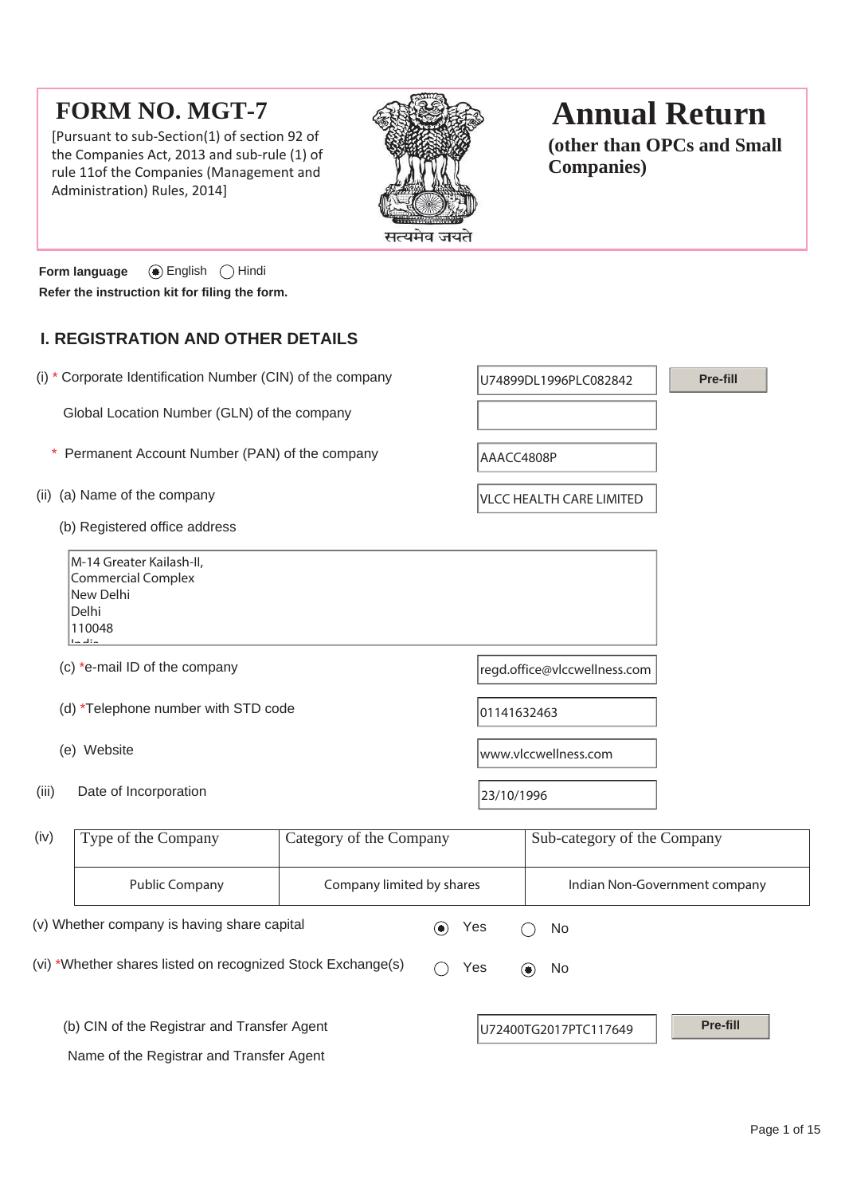# FORM NO. MGT-7

[Pursuant to sub-Section(1) of section 92 of the Companies Act, 2013 and sub-rule (1) of rule 11of the Companies (Management and Administration) Rules, 2014]

सत्यमेव जयते

# Annual Return

## (other than OPCs and Small Companies)

Form language ◉ English ◯ Hindi

**Refer the instruction kit for filing the form.**

## I. REGISTRATION AND OTHER DETAILS

(i) * Corporate Identification Number (CIN) of the company: U74899DL1996PLC082842 [Pre-fill]

Global Location Number (GLN) of the company:

\* Permanent Account Number (PAN) of the company: AAACC4808P

(ii) (a) Name of the company: VLCC HEALTH CARE LIMITED

(b) Registered office address

M-14 Greater Kailash-II,
Commercial Complex
New Delhi
Delhi
110048
India

(c) *e-mail ID of the company: regd.office@vlccwellness.com

(d) *Telephone number with STD code: 01141632463

(e) Website: www.vlccwellness.com

(iii) Date of Incorporation: 23/10/1996

(iv)

| Type of the Company | Category of the Company | Sub-category of the Company |
|---|---|---|
| Public Company | Company limited by shares | Indian Non-Government company |

(v) Whether company is having share capital ◉ Yes ◯ No

(vi) *Whether shares listed on recognized Stock Exchange(s) ◯ Yes ◉ No

(b) CIN of the Registrar and Transfer Agent: U72400TG2017PTC117649 [Pre-fill]

Name of the Registrar and Transfer Agent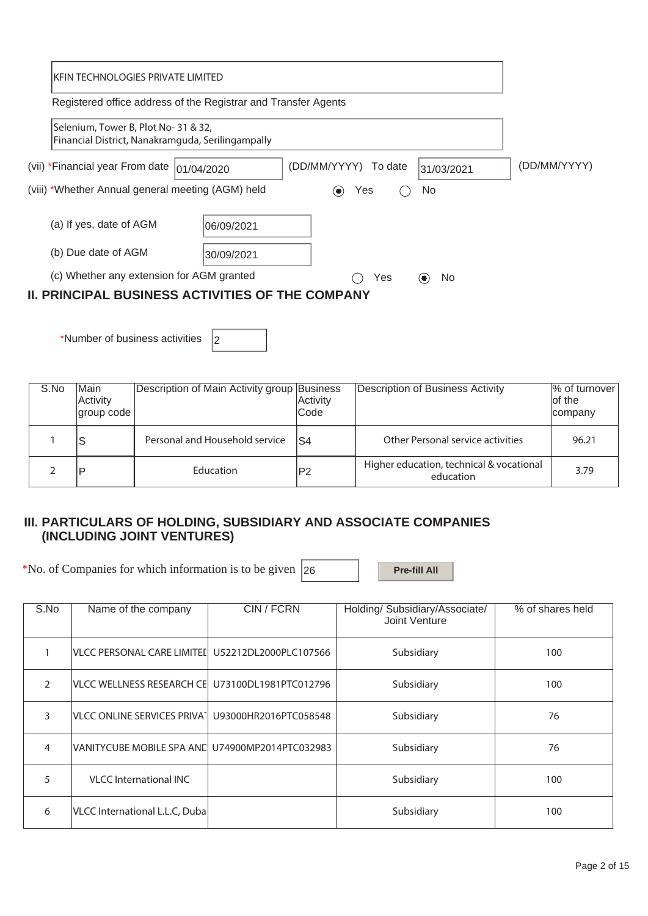KFIN TECHNOLOGIES PRIVATE LIMITED

Registered office address of the Registrar and Transfer Agents

Selenium, Tower B, Plot No- 31 & 32,
Financial District, Nanakramguda, Serilingampally

(vii) *Financial year From date 01/04/2020 (DD/MM/YYYY) To date 31/03/2021 (DD/MM/YYYY)

(viii) *Whether Annual general meeting (AGM) held ◉ Yes ◯ No

(a) If yes, date of AGM 06/09/2021

(b) Due date of AGM 30/09/2021

(c) Whether any extension for AGM granted ◯ Yes ◉ No

## II. PRINCIPAL BUSINESS ACTIVITIES OF THE COMPANY

*Number of business activities 2

| S.No | Main Activity group code | Description of Main Activity group | Business Activity Code | Description of Business Activity | % of turnover of the company |
|---|---|---|---|---|---|
| 1 | S | Personal and Household service | S4 | Other Personal service activities | 96.21 |
| 2 | P | Education | P2 | Higher education, technical & vocational education | 3.79 |

## III. PARTICULARS OF HOLDING, SUBSIDIARY AND ASSOCIATE COMPANIES (INCLUDING JOINT VENTURES)

*No. of Companies for which information is to be given 26

Pre-fill All

| S.No | Name of the company | CIN / FCRN | Holding/ Subsidiary/Associate/ Joint Venture | % of shares held |
|---|---|---|---|---|
| 1 | VLCC PERSONAL CARE LIMITED | U52212DL2000PLC107566 | Subsidiary | 100 |
| 2 | VLCC WELLNESS RESEARCH CE | U73100DL1981PTC012796 | Subsidiary | 100 |
| 3 | VLCC ONLINE SERVICES PRIVAT | U93000HR2016PTC058548 | Subsidiary | 76 |
| 4 | VANITYCUBE MOBILE SPA AND | U74900MP2014PTC032983 | Subsidiary | 76 |
| 5 | VLCC International INC | | Subsidiary | 100 |
| 6 | VLCC International L.L.C, Duba | | Subsidiary | 100 |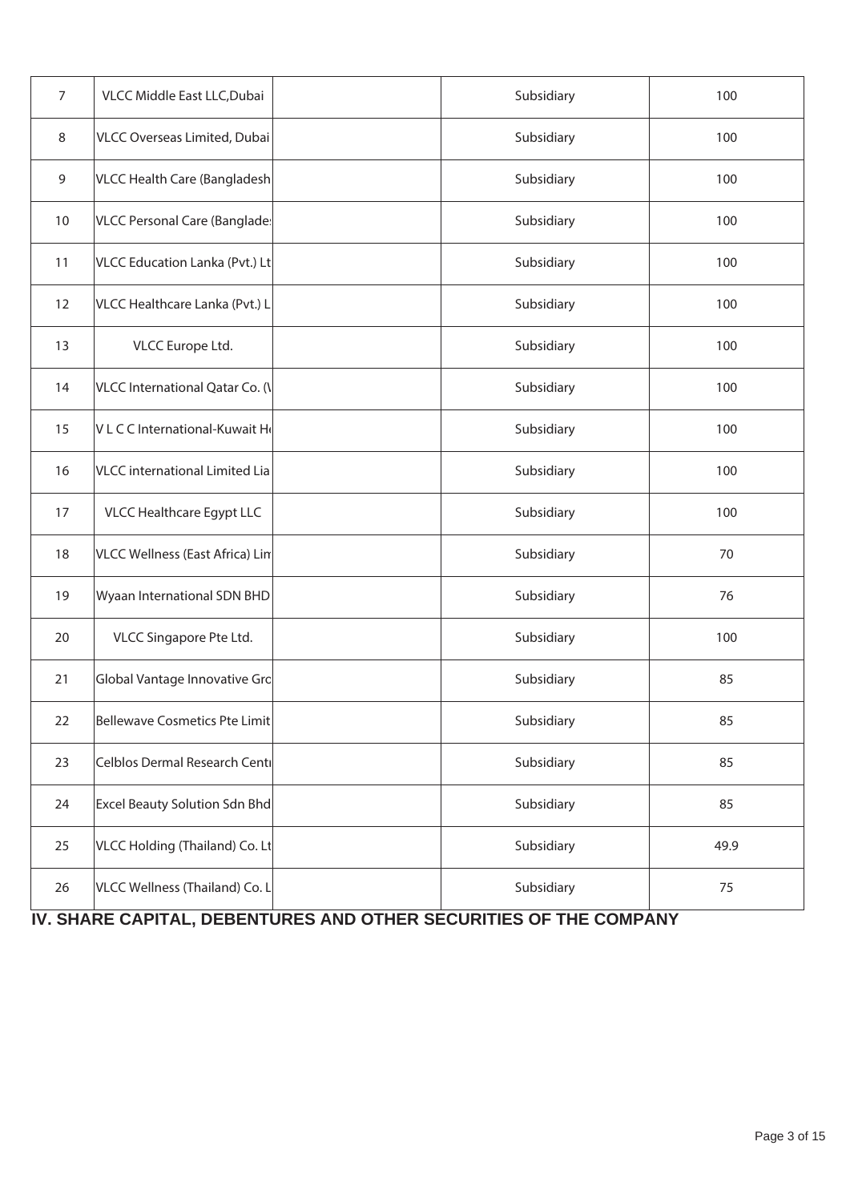| 7 | VLCC Middle East LLC,Dubai | | Subsidiary | 100 |
|---|---|---|---|---|
| 8 | VLCC Overseas Limited, Dubai | | Subsidiary | 100 |
| 9 | VLCC Health Care (Bangladesh | | Subsidiary | 100 |
| 10 | VLCC Personal Care (Banglades | | Subsidiary | 100 |
| 11 | VLCC Education Lanka (Pvt.) Lt | | Subsidiary | 100 |
| 12 | VLCC Healthcare Lanka (Pvt.) L | | Subsidiary | 100 |
| 13 | VLCC Europe Ltd. | | Subsidiary | 100 |
| 14 | VLCC International Qatar Co. (\ | | Subsidiary | 100 |
| 15 | V L C C International-Kuwait H | | Subsidiary | 100 |
| 16 | VLCC international Limited Lia | | Subsidiary | 100 |
| 17 | VLCC Healthcare Egypt LLC | | Subsidiary | 100 |
| 18 | VLCC Wellness (East Africa) Lin | | Subsidiary | 70 |
| 19 | Wyaan International SDN BHD | | Subsidiary | 76 |
| 20 | VLCC Singapore Pte Ltd. | | Subsidiary | 100 |
| 21 | Global Vantage Innovative Grc | | Subsidiary | 85 |
| 22 | Bellewave Cosmetics Pte Limit | | Subsidiary | 85 |
| 23 | Celblos Dermal Research Centı | | Subsidiary | 85 |
| 24 | Excel Beauty Solution Sdn Bhd | | Subsidiary | 85 |
| 25 | VLCC Holding (Thailand) Co. Lt | | Subsidiary | 49.9 |
| 26 | VLCC Wellness (Thailand) Co. L | | Subsidiary | 75 |

## IV. SHARE CAPITAL, DEBENTURES AND OTHER SECURITIES OF THE COMPANY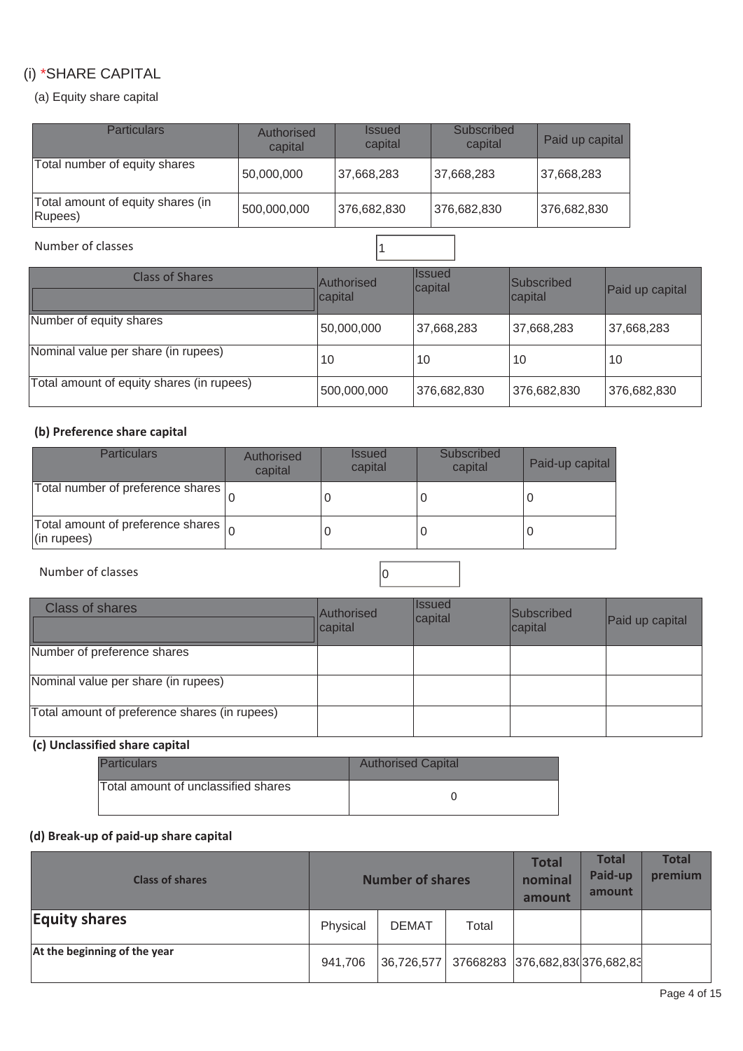## (i) *SHARE CAPITAL

### (a) Equity share capital

| Particulars | Authorised capital | Issued capital | Subscribed capital | Paid up capital |
|---|---|---|---|---|
| Total number of equity shares | 50,000,000 | 37,668,283 | 37,668,283 | 37,668,283 |
| Total amount of equity shares (in Rupees) | 500,000,000 | 376,682,830 | 376,682,830 | 376,682,830 |

Number of classes: 1

| Class of Shares | Authorised capital | Issued capital | Subscribed capital | Paid up capital |
|---|---|---|---|---|
| Number of equity shares | 50,000,000 | 37,668,283 | 37,668,283 | 37,668,283 |
| Nominal value per share (in rupees) | 10 | 10 | 10 | 10 |
| Total amount of equity shares (in rupees) | 500,000,000 | 376,682,830 | 376,682,830 | 376,682,830 |

### (b) Preference share capital

| Particulars | Authorised capital | Issued capital | Subscribed capital | Paid-up capital |
|---|---|---|---|---|
| Total number of preference shares | 0 | 0 | 0 | 0 |
| Total amount of preference shares (in rupees) | 0 | 0 | 0 | 0 |

Number of classes: 0

| Class of shares | Authorised capital | Issued capital | Subscribed capital | Paid up capital |
|---|---|---|---|---|
| Number of preference shares | | | | |
| Nominal value per share (in rupees) | | | | |
| Total amount of preference shares (in rupees) | | | | |

### (c) Unclassified share capital

| Particulars | Authorised Capital |
|---|---|
| Total amount of unclassified shares | 0 |

### (d) Break-up of paid-up share capital

| Class of shares | Number of shares | | | Total nominal amount | Total Paid-up amount | Total premium |
|---|---|---|---|---|---|---|
| **Equity shares** | Physical | DEMAT | Total | | | |
| **At the beginning of the year** | 941,706 | 36,726,577 | 37668283 | 376,682,83( | 376,682,83 | |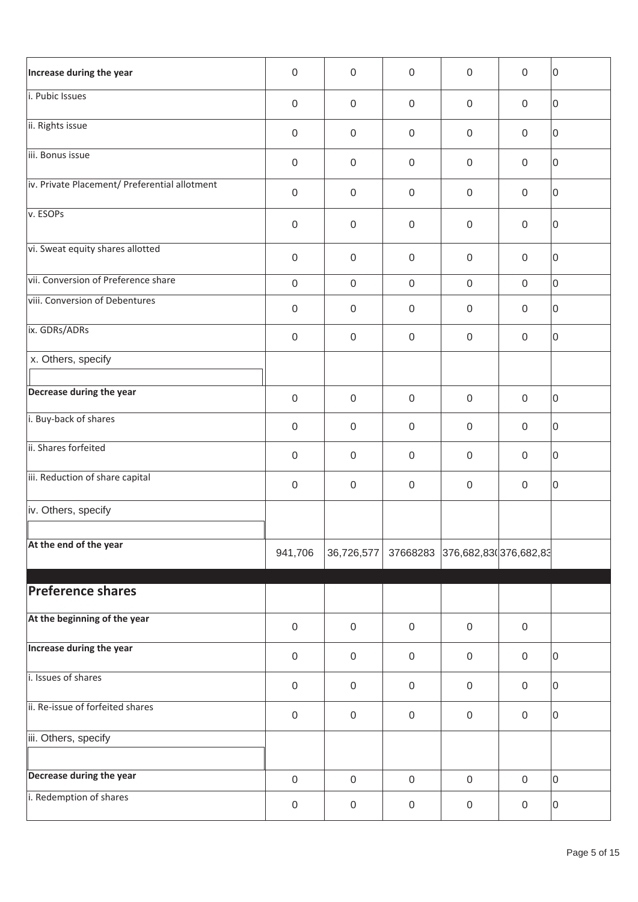| | | | | | | |
|---|---|---|---|---|---|---|
| **Increase during the year** | 0 | 0 | 0 | 0 | 0 | 0 |
| i. Pubic Issues | 0 | 0 | 0 | 0 | 0 | 0 |
| ii. Rights issue | 0 | 0 | 0 | 0 | 0 | 0 |
| iii. Bonus issue | 0 | 0 | 0 | 0 | 0 | 0 |
| iv. Private Placement/ Preferential allotment | 0 | 0 | 0 | 0 | 0 | 0 |
| v. ESOPs | 0 | 0 | 0 | 0 | 0 | 0 |
| vi. Sweat equity shares allotted | 0 | 0 | 0 | 0 | 0 | 0 |
| vii. Conversion of Preference share | 0 | 0 | 0 | 0 | 0 | 0 |
| viii. Conversion of Debentures | 0 | 0 | 0 | 0 | 0 | 0 |
| ix. GDRs/ADRs | 0 | 0 | 0 | 0 | 0 | 0 |
| x. Others, specify | | | | | | |
| **Decrease during the year** | 0 | 0 | 0 | 0 | 0 | 0 |
| i. Buy-back of shares | 0 | 0 | 0 | 0 | 0 | 0 |
| ii. Shares forfeited | 0 | 0 | 0 | 0 | 0 | 0 |
| iii. Reduction of share capital | 0 | 0 | 0 | 0 | 0 | 0 |
| iv. Others, specify | | | | | | |
| **At the end of the year** | 941,706 | 36,726,577 | 37668283 | 376,682,83( | 376,682,83 | |
| **Preference shares** | | | | | | |
| **At the beginning of the year** | 0 | 0 | 0 | 0 | 0 | |
| **Increase during the year** | 0 | 0 | 0 | 0 | 0 | 0 |
| i. Issues of shares | 0 | 0 | 0 | 0 | 0 | 0 |
| ii. Re-issue of forfeited shares | 0 | 0 | 0 | 0 | 0 | 0 |
| iii. Others, specify | | | | | | |
| **Decrease during the year** | 0 | 0 | 0 | 0 | 0 | 0 |
| i. Redemption of shares | 0 | 0 | 0 | 0 | 0 | 0 |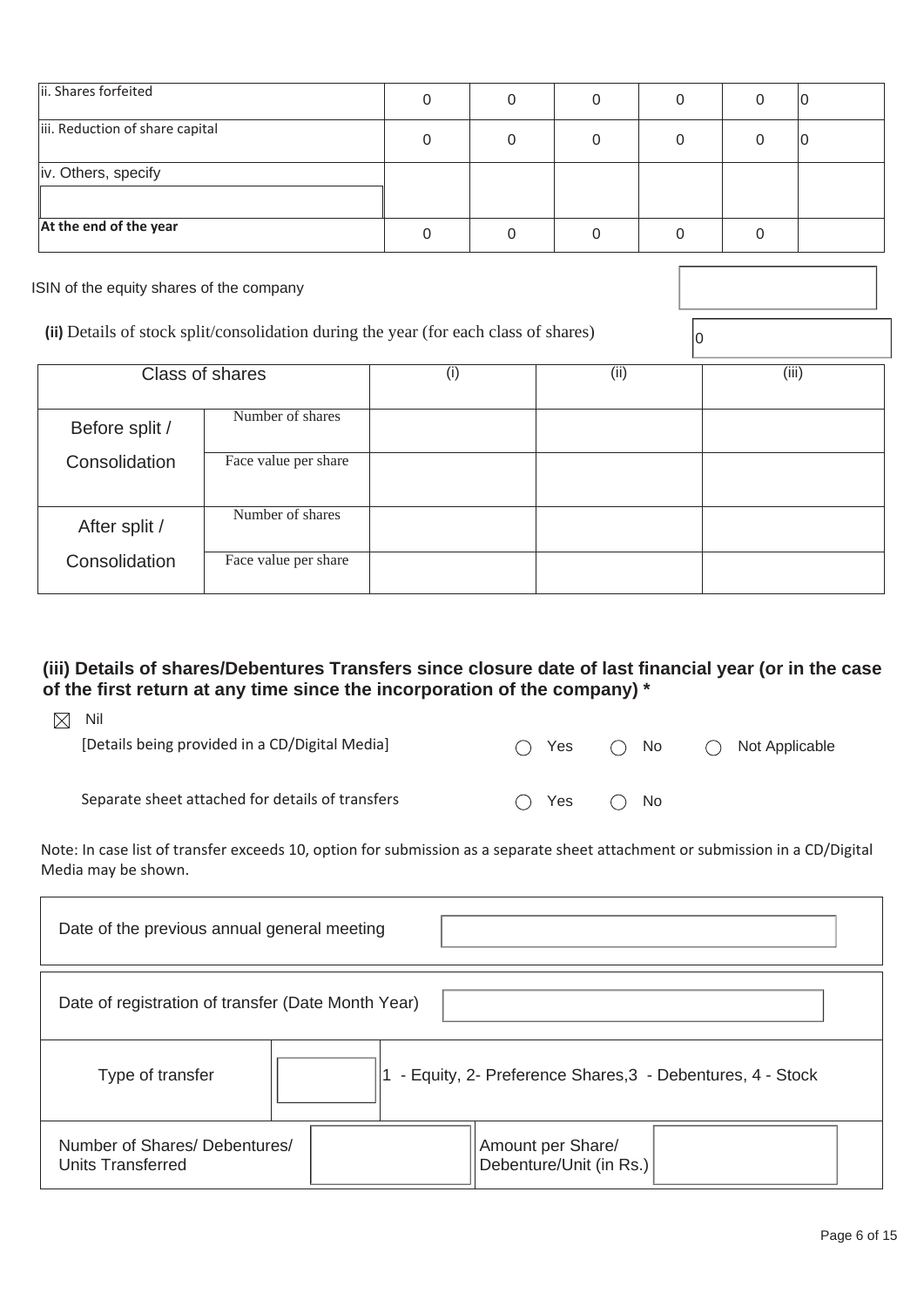| | | | | | | |
|---|---|---|---|---|---|---|
| ii. Shares forfeited | 0 | 0 | 0 | 0 | 0 | 0 |
| iii. Reduction of share capital | 0 | 0 | 0 | 0 | 0 | 0 |
| iv. Others, specify | | | | | | |
| At the end of the year | 0 | 0 | 0 | 0 | 0 | |

ISIN of the equity shares of the company

**(ii)** Details of stock split/consolidation during the year (for each class of shares) 0

| Class of shares | | (i) | (ii) | (iii) |
|---|---|---|---|---|
| Before split / Consolidation | Number of shares | | | |
| | Face value per share | | | |
| After split / Consolidation | Number of shares | | | |
| | Face value per share | | | |

### (iii) Details of shares/Debentures Transfers since closure date of last financial year (or in the case of the first return at any time since the incorporation of the company) *

☒ Nil

[Details being provided in a CD/Digital Media] ◯ Yes ◯ No ◯ Not Applicable

Separate sheet attached for details of transfers ◯ Yes ◯ No

Note: In case list of transfer exceeds 10, option for submission as a separate sheet attachment or submission in a CD/Digital Media may be shown.

| | | | |
|---|---|---|---|
| Date of the previous annual general meeting | | | |
| Date of registration of transfer (Date Month Year) | | | |
| Type of transfer | | 1 - Equity, 2- Preference Shares,3 - Debentures, 4 - Stock | |
| Number of Shares/ Debentures/ Units Transferred | | Amount per Share/ Debenture/Unit (in Rs.) | |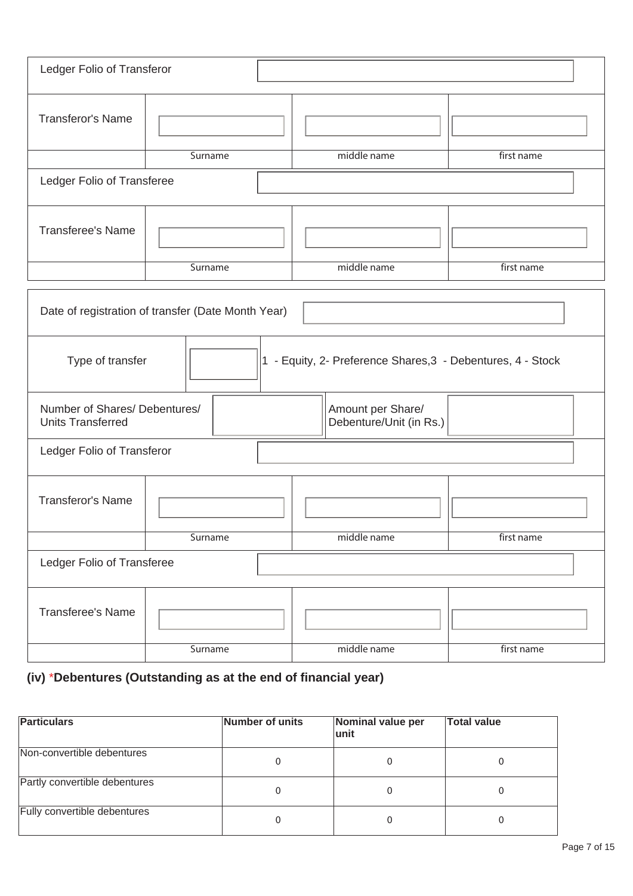| Ledger Folio of Transferor | | | |
|---|---|---|---|
| Transferor's Name | | | |
| | Surname | middle name | first name |
| Ledger Folio of Transferee | | | |
| Transferee's Name | | | |
| | Surname | middle name | first name |

| Date of registration of transfer (Date Month Year) | | | |
|---|---|---|---|
| Type of transfer | | 1 - Equity, 2- Preference Shares,3 - Debentures, 4 - Stock | |
| Number of Shares/ Debentures/ Units Transferred | | Amount per Share/ Debenture/Unit (in Rs.) | |

| Ledger Folio of Transferor | | | |
|---|---|---|---|
| Transferor's Name | | | |
| | Surname | middle name | first name |
| Ledger Folio of Transferee | | | |
| Transferee's Name | | | |
| | Surname | middle name | first name |

### (iv) *Debentures (Outstanding as at the end of financial year)

| Particulars | Number of units | Nominal value per unit | Total value |
|---|---|---|---|
| Non-convertible debentures | 0 | 0 | 0 |
| Partly convertible debentures | 0 | 0 | 0 |
| Fully convertible debentures | 0 | 0 | 0 |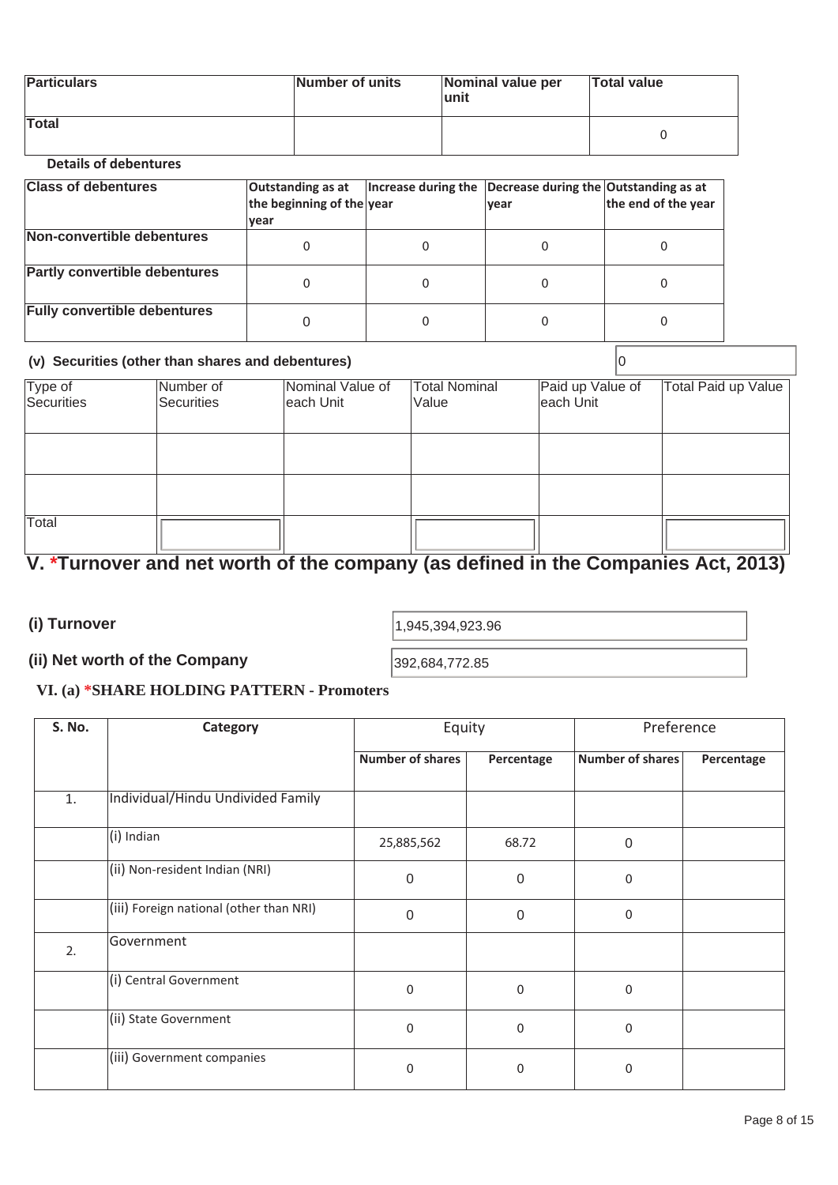| Particulars | Number of units | Nominal value per unit | Total value |
|---|---|---|---|
| Total | | | 0 |

**Details of debentures**

| Class of debentures | Outstanding as at the beginning of the year | Increase during the year | Decrease during the year | Outstanding as at the end of the year |
|---|---|---|---|---|
| Non-convertible debentures | 0 | 0 | 0 | 0 |
| Partly convertible debentures | 0 | 0 | 0 | 0 |
| Fully convertible debentures | 0 | 0 | 0 | 0 |

**(v) Securities (other than shares and debentures)** 0

| Type of Securities | Number of Securities | Nominal Value of each Unit | Total Nominal Value | Paid up Value of each Unit | Total Paid up Value |
|---|---|---|---|---|---|
| | | | | | |
| | | | | | |
| Total | | | | | |

## V. *Turnover and net worth of the company (as defined in the Companies Act, 2013)

**(i) Turnover** 1,945,394,923.96

**(ii) Net worth of the Company** 392,684,772.85

### VI. (a) *SHARE HOLDING PATTERN - Promoters

| S. No. | Category | Equity | | Preference | |
|---|---|---|---|---|---|
| | | Number of shares | Percentage | Number of shares | Percentage |
| 1. | Individual/Hindu Undivided Family | | | | |
| | (i) Indian | 25,885,562 | 68.72 | 0 | |
| | (ii) Non-resident Indian (NRI) | 0 | 0 | 0 | |
| | (iii) Foreign national (other than NRI) | 0 | 0 | 0 | |
| 2. | Government | | | | |
| | (i) Central Government | 0 | 0 | 0 | |
| | (ii) State Government | 0 | 0 | 0 | |
| | (iii) Government companies | 0 | 0 | 0 | |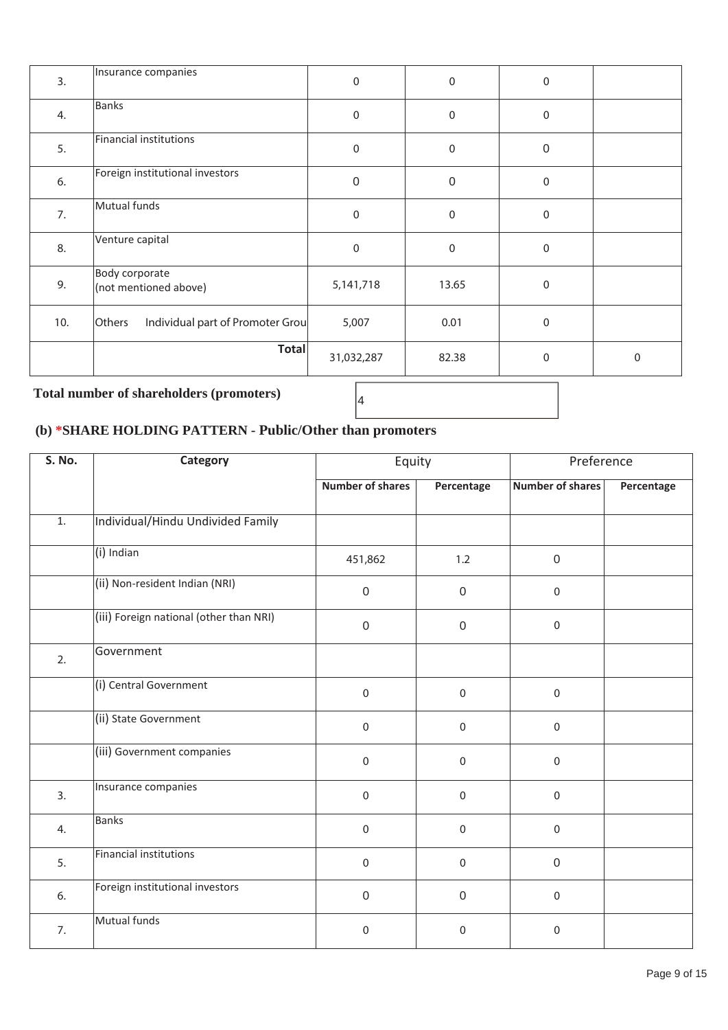| | | | | | |
|---|---|---|---|---|---|
| 3. | Insurance companies | 0 | 0 | 0 | |
| 4. | Banks | 0 | 0 | 0 | |
| 5. | Financial institutions | 0 | 0 | 0 | |
| 6. | Foreign institutional investors | 0 | 0 | 0 | |
| 7. | Mutual funds | 0 | 0 | 0 | |
| 8. | Venture capital | 0 | 0 | 0 | |
| 9. | Body corporate (not mentioned above) | 5,141,718 | 13.65 | 0 | |
| 10. | Others Individual part of Promoter Grou | 5,007 | 0.01 | 0 | |
| | **Total** | 31,032,287 | 82.38 | 0 | 0 |

**Total number of shareholders (promoters)** 4

### (b) *SHARE HOLDING PATTERN - Public/Other than promoters

| S. No. | Category | Equity | | Preference | |
|---|---|---|---|---|---|
| | | **Number of shares** | **Percentage** | **Number of shares** | **Percentage** |
| 1. | Individual/Hindu Undivided Family | | | | |
| | (i) Indian | 451,862 | 1.2 | 0 | |
| | (ii) Non-resident Indian (NRI) | 0 | 0 | 0 | |
| | (iii) Foreign national (other than NRI) | 0 | 0 | 0 | |
| 2. | Government | | | | |
| | (i) Central Government | 0 | 0 | 0 | |
| | (ii) State Government | 0 | 0 | 0 | |
| | (iii) Government companies | 0 | 0 | 0 | |
| 3. | Insurance companies | 0 | 0 | 0 | |
| 4. | Banks | 0 | 0 | 0 | |
| 5. | Financial institutions | 0 | 0 | 0 | |
| 6. | Foreign institutional investors | 0 | 0 | 0 | |
| 7. | Mutual funds | 0 | 0 | 0 | |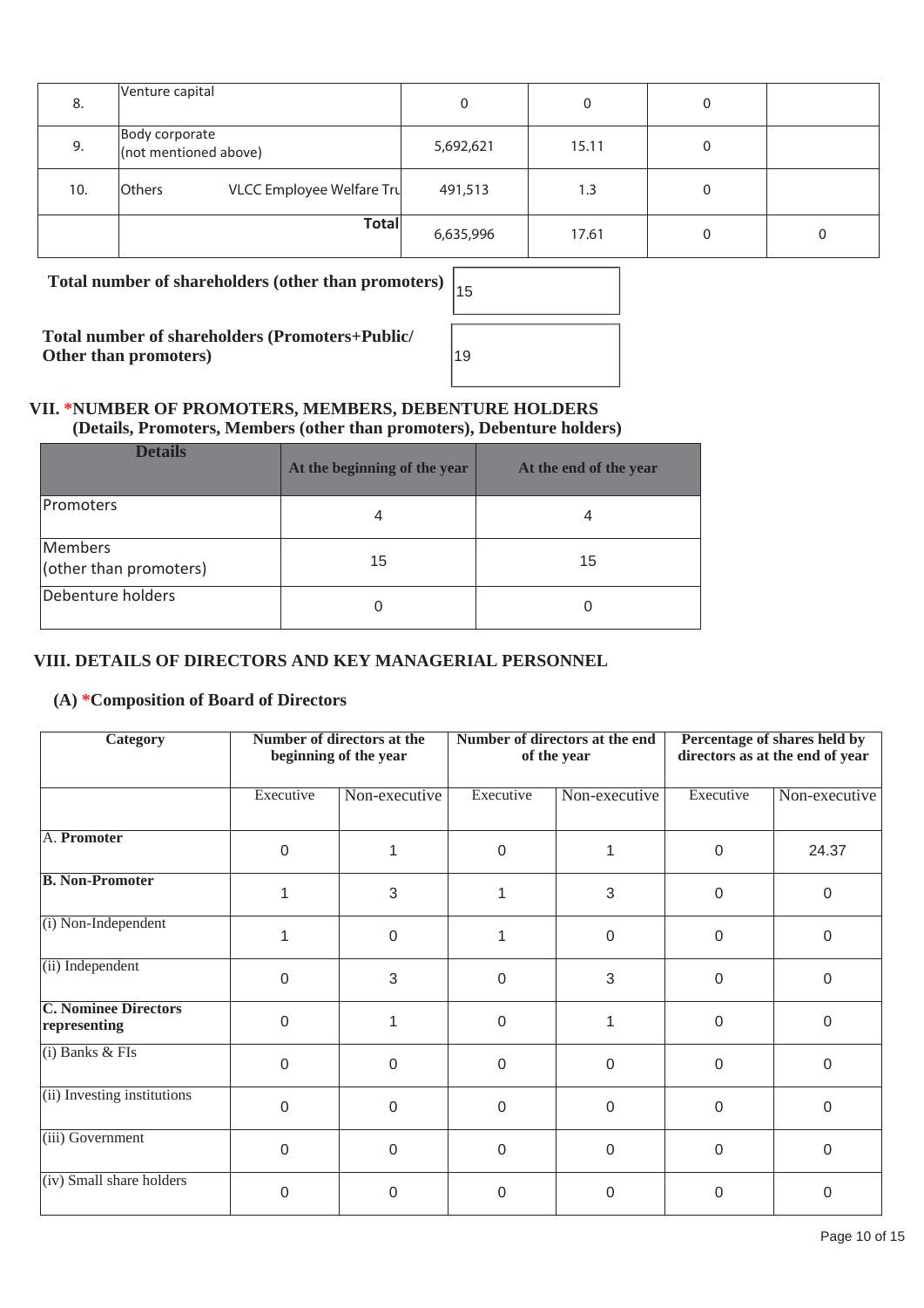| 8. | Venture capital | | 0 | 0 | 0 | |
|---|---|---|---|---|---|---|
| 9. | Body corporate (not mentioned above) | | 5,692,621 | 15.11 | 0 | |
| 10. | Others | VLCC Employee Welfare Tru | 491,513 | 1.3 | 0 | |
| | | **Total** | 6,635,996 | 17.61 | 0 | 0 |

**Total number of shareholders (other than promoters)** 15

**Total number of shareholders (Promoters+Public/ Other than promoters)** 19

## VII. *NUMBER OF PROMOTERS, MEMBERS, DEBENTURE HOLDERS

**(Details, Promoters, Members (other than promoters), Debenture holders)**

| Details | At the beginning of the year | At the end of the year |
|---|---|---|
| Promoters | 4 | 4 |
| Members (other than promoters) | 15 | 15 |
| Debenture holders | 0 | 0 |

## VIII. DETAILS OF DIRECTORS AND KEY MANAGERIAL PERSONNEL

### (A) *Composition of Board of Directors

| Category | Number of directors at the beginning of the year | | Number of directors at the end of the year | | Percentage of shares held by directors as at the end of year | |
|---|---|---|---|---|---|---|
| | Executive | Non-executive | Executive | Non-executive | Executive | Non-executive |
| A. **Promoter** | 0 | 1 | 0 | 1 | 0 | 24.37 |
| **B. Non-Promoter** | 1 | 3 | 1 | 3 | 0 | 0 |
| (i) Non-Independent | 1 | 0 | 1 | 0 | 0 | 0 |
| (ii) Independent | 0 | 3 | 0 | 3 | 0 | 0 |
| **C. Nominee Directors representing** | 0 | 1 | 0 | 1 | 0 | 0 |
| (i) Banks & FIs | 0 | 0 | 0 | 0 | 0 | 0 |
| (ii) Investing institutions | 0 | 0 | 0 | 0 | 0 | 0 |
| (iii) Government | 0 | 0 | 0 | 0 | 0 | 0 |
| (iv) Small share holders | 0 | 0 | 0 | 0 | 0 | 0 |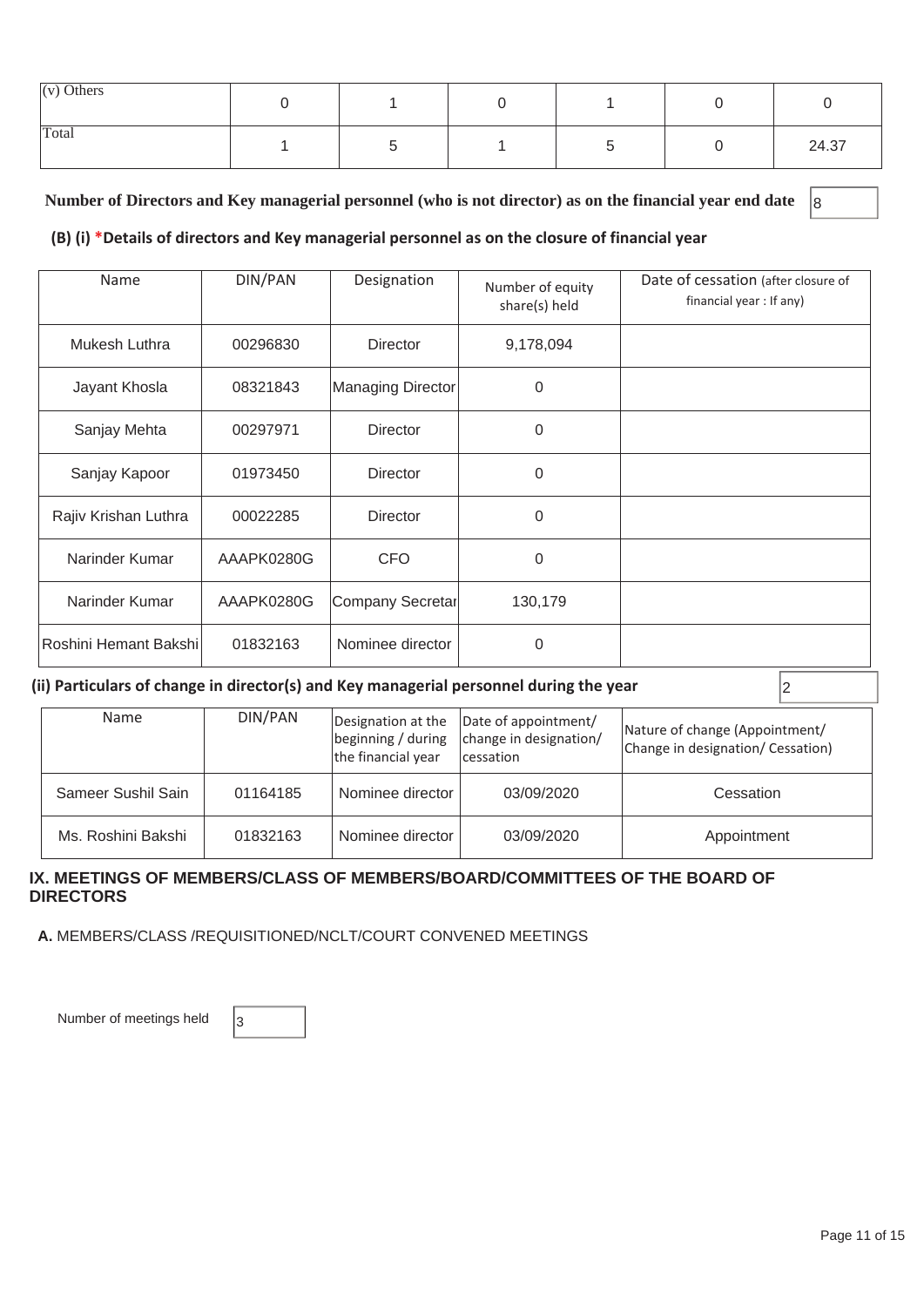| (v) Others | 0 | 1 | 0 | 1 | 0 | 0 |
|---|---|---|---|---|---|---|
| Total | 1 | 5 | 1 | 5 | 0 | 24.37 |

**Number of Directors and Key managerial personnel (who is not director) as on the financial year end date** 8

### (B) (i) *Details of directors and Key managerial personnel as on the closure of financial year

| Name | DIN/PAN | Designation | Number of equity share(s) held | Date of cessation (after closure of financial year : If any) |
|---|---|---|---|---|
| Mukesh Luthra | 00296830 | Director | 9,178,094 | |
| Jayant Khosla | 08321843 | Managing Director | 0 | |
| Sanjay Mehta | 00297971 | Director | 0 | |
| Sanjay Kapoor | 01973450 | Director | 0 | |
| Rajiv Krishan Luthra | 00022285 | Director | 0 | |
| Narinder Kumar | AAAPK0280G | CFO | 0 | |
| Narinder Kumar | AAAPK0280G | Company Secretar | 130,179 | |
| Roshini Hemant Bakshi | 01832163 | Nominee director | 0 | |

### (ii) Particulars of change in director(s) and Key managerial personnel during the year

2

| Name | DIN/PAN | Designation at the beginning / during the financial year | Date of appointment/ change in designation/ cessation | Nature of change (Appointment/ Change in designation/ Cessation) |
|---|---|---|---|---|
| Sameer Sushil Sain | 01164185 | Nominee director | 03/09/2020 | Cessation |
| Ms. Roshini Bakshi | 01832163 | Nominee director | 03/09/2020 | Appointment |

## IX. MEETINGS OF MEMBERS/CLASS OF MEMBERS/BOARD/COMMITTEES OF THE BOARD OF DIRECTORS

**A.** MEMBERS/CLASS /REQUISITIONED/NCLT/COURT CONVENED MEETINGS

Number of meetings held 3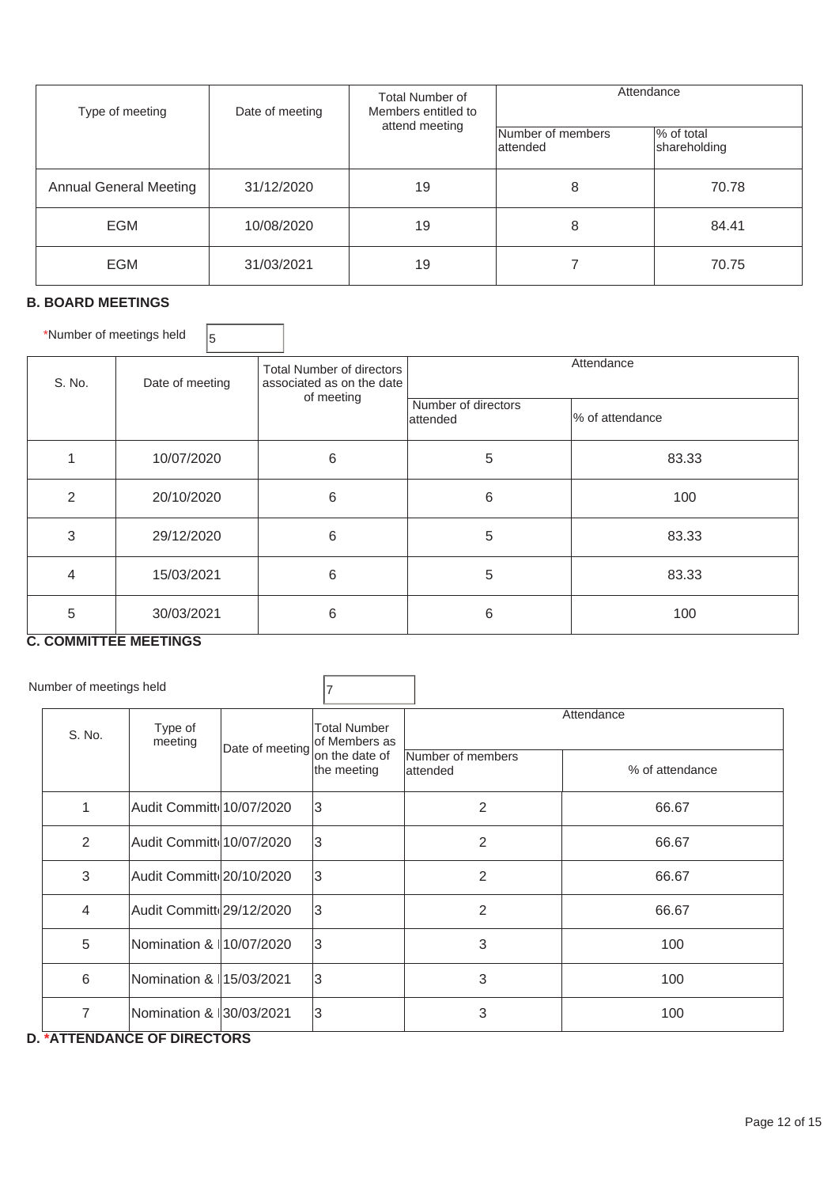| Type of meeting | Date of meeting | Total Number of Members entitled to attend meeting | Attendance | |
|---|---|---|---|---|
| | | | Number of members attended | % of total shareholding |
| Annual General Meeting | 31/12/2020 | 19 | 8 | 70.78 |
| EGM | 10/08/2020 | 19 | 8 | 84.41 |
| EGM | 31/03/2021 | 19 | 7 | 70.75 |

### B. BOARD MEETINGS

*Number of meetings held: 5

| S. No. | Date of meeting | Total Number of directors associated as on the date of meeting | Attendance | |
|---|---|---|---|---|
| | | | Number of directors attended | % of attendance |
| 1 | 10/07/2020 | 6 | 5 | 83.33 |
| 2 | 20/10/2020 | 6 | 6 | 100 |
| 3 | 29/12/2020 | 6 | 5 | 83.33 |
| 4 | 15/03/2021 | 6 | 5 | 83.33 |
| 5 | 30/03/2021 | 6 | 6 | 100 |

### C. COMMITTEE MEETINGS

Number of meetings held: 7

| S. No. | Type of meeting | Date of meeting | Total Number of Members as on the date of the meeting | Attendance | |
|---|---|---|---|---|---|
| | | | | Number of members attended | % of attendance |
| 1 | Audit Committ | 10/07/2020 | 3 | 2 | 66.67 |
| 2 | Audit Committ | 10/07/2020 | 3 | 2 | 66.67 |
| 3 | Audit Committ | 20/10/2020 | 3 | 2 | 66.67 |
| 4 | Audit Committ | 29/12/2020 | 3 | 2 | 66.67 |
| 5 | Nomination & | 10/07/2020 | 3 | 3 | 100 |
| 6 | Nomination & | 15/03/2021 | 3 | 3 | 100 |
| 7 | Nomination & | 30/03/2021 | 3 | 3 | 100 |

### D. *ATTENDANCE OF DIRECTORS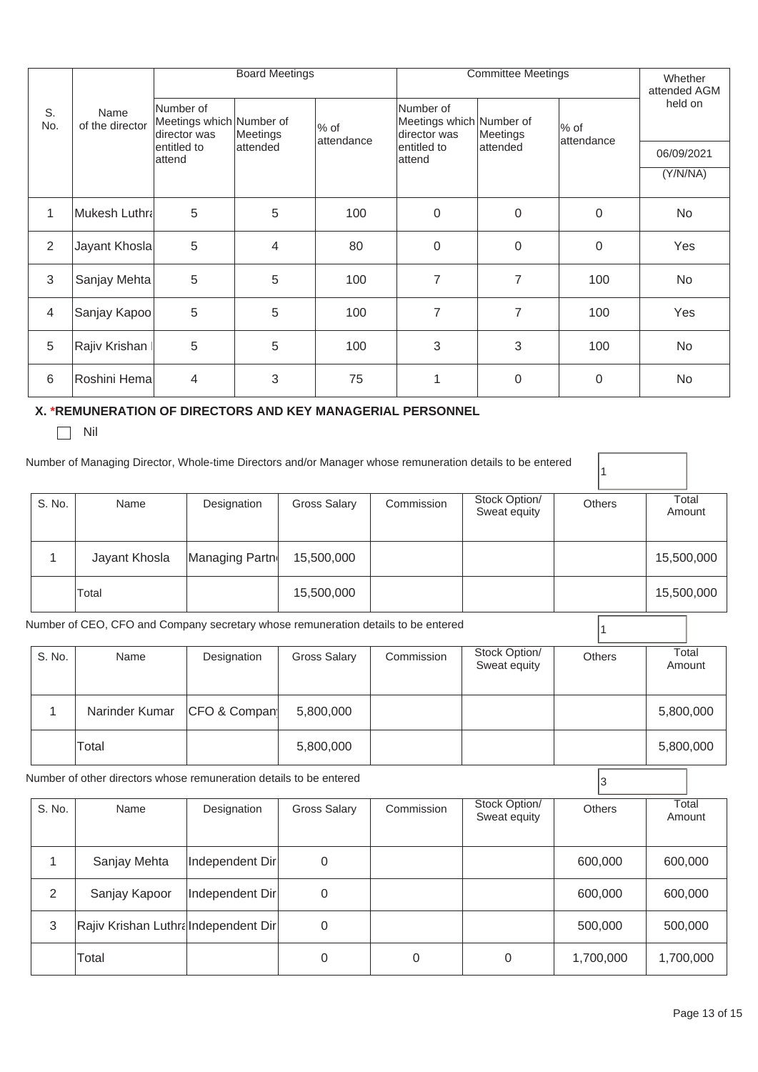| S. No. | Name of the director | Board Meetings | | | Committee Meetings | | | Whether attended AGM held on |
|---|---|---|---|---|---|---|---|---|
| | | Number of Meetings which director was entitled to attend | Number of Meetings attended | % of attendance | Number of Meetings which director was entitled to attend | Number of Meetings attended | % of attendance | 06/09/2021 (Y/N/NA) |
| 1 | Mukesh Luthra | 5 | 5 | 100 | 0 | 0 | 0 | No |
| 2 | Jayant Khosla | 5 | 4 | 80 | 0 | 0 | 0 | Yes |
| 3 | Sanjay Mehta | 5 | 5 | 100 | 7 | 7 | 100 | No |
| 4 | Sanjay Kapoo | 5 | 5 | 100 | 7 | 7 | 100 | Yes |
| 5 | Rajiv Krishan | 5 | 5 | 100 | 3 | 3 | 100 | No |
| 6 | Roshini Hema | 4 | 3 | 75 | 1 | 0 | 0 | No |

### X. *REMUNERATION OF DIRECTORS AND KEY MANAGERIAL PERSONNEL

☐ Nil

Number of Managing Director, Whole-time Directors and/or Manager whose remuneration details to be entered: 1

| S. No. | Name | Designation | Gross Salary | Commission | Stock Option/ Sweat equity | Others | Total Amount |
|---|---|---|---|---|---|---|---|
| 1 | Jayant Khosla | Managing Partn | 15,500,000 | | | | 15,500,000 |
| | Total | | 15,500,000 | | | | 15,500,000 |

Number of CEO, CFO and Company secretary whose remuneration details to be entered: 1

| S. No. | Name | Designation | Gross Salary | Commission | Stock Option/ Sweat equity | Others | Total Amount |
|---|---|---|---|---|---|---|---|
| 1 | Narinder Kumar | CFO & Compan | 5,800,000 | | | | 5,800,000 |
| | Total | | 5,800,000 | | | | 5,800,000 |

Number of other directors whose remuneration details to be entered: 3

| S. No. | Name | Designation | Gross Salary | Commission | Stock Option/ Sweat equity | Others | Total Amount |
|---|---|---|---|---|---|---|---|
| 1 | Sanjay Mehta | Independent Dir | 0 | | | 600,000 | 600,000 |
| 2 | Sanjay Kapoor | Independent Dir | 0 | | | 600,000 | 600,000 |
| 3 | Rajiv Krishan Luthra | Independent Dir | 0 | | | 500,000 | 500,000 |
| | Total | | 0 | 0 | 0 | 1,700,000 | 1,700,000 |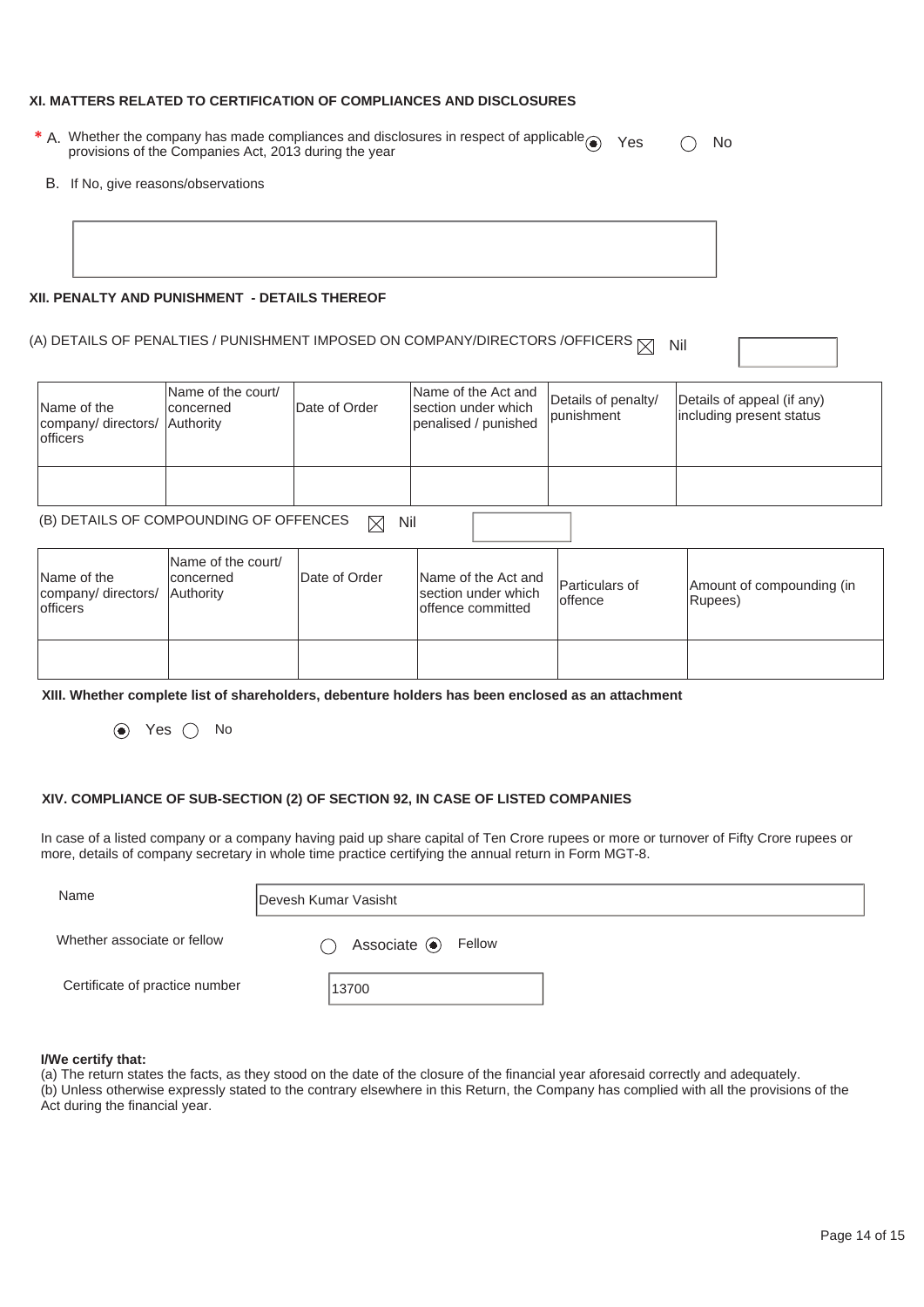### XI. MATTERS RELATED TO CERTIFICATION OF COMPLIANCES AND DISCLOSURES

\* A. Whether the company has made compliances and disclosures in respect of applicable provisions of the Companies Act, 2013 during the year  (●) Yes  ( ) No

B. If No, give reasons/observations

### XII. PENALTY AND PUNISHMENT - DETAILS THEREOF

(A) DETAILS OF PENALTIES / PUNISHMENT IMPOSED ON COMPANY/DIRECTORS /OFFICERS ☒ Nil

| Name of the company/ directors/ officers | Name of the court/ concerned Authority | Date of Order | Name of the Act and section under which penalised / punished | Details of penalty/ punishment | Details of appeal (if any) including present status |
|---|---|---|---|---|---|
| | | | | | |

(B) DETAILS OF COMPOUNDING OF OFFENCES ☒ Nil

| Name of the company/ directors/ officers | Name of the court/ concerned Authority | Date of Order | Name of the Act and section under which offence committed | Particulars of offence | Amount of compounding (in Rupees) |
|---|---|---|---|---|---|
| | | | | | |

### XIII. Whether complete list of shareholders, debenture holders has been enclosed as an attachment

(●) Yes  ( ) No

### XIV. COMPLIANCE OF SUB-SECTION (2) OF SECTION 92, IN CASE OF LISTED COMPANIES

In case of a listed company or a company having paid up share capital of Ten Crore rupees or more or turnover of Fifty Crore rupees or more, details of company secretary in whole time practice certifying the annual return in Form MGT-8.

Name: Devesh Kumar Vasisht

Whether associate or fellow: ( ) Associate (●) Fellow

Certificate of practice number: 13700

**I/We certify that:**

(a) The return states the facts, as they stood on the date of the closure of the financial year aforesaid correctly and adequately.

(b) Unless otherwise expressly stated to the contrary elsewhere in this Return, the Company has complied with all the provisions of the Act during the financial year.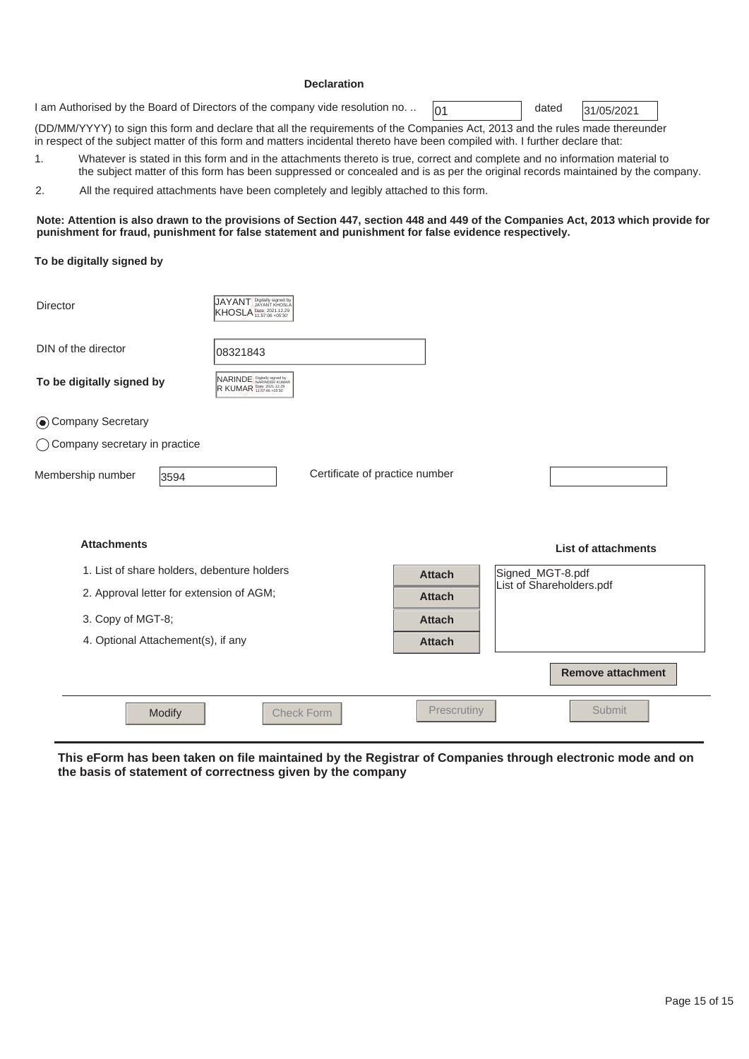## Declaration

I am Authorised by the Board of Directors of the company vide resolution no. .. 01 dated 31/05/2021 (DD/MM/YYYY) to sign this form and declare that all the requirements of the Companies Act, 2013 and the rules made thereunder in respect of the subject matter of this form and matters incidental thereto have been compiled with. I further declare that:

1. Whatever is stated in this form and in the attachments thereto is true, correct and complete and no information material to the subject matter of this form has been suppressed or concealed and is as per the original records maintained by the company.
2. All the required attachments have been completely and legibly attached to this form.

**Note: Attention is also drawn to the provisions of Section 447, section 448 and 449 of the Companies Act, 2013 which provide for punishment for fraud, punishment for false statement and punishment for false evidence respectively.**

**To be digitally signed by**

Director: JAYANT KHOSLA (Digitally signed by JAYANT KHOSLA Date: 2021.12.29 11:57:06 +05'30')

DIN of the director: 08321843

**To be digitally signed by**: NARINDER KUMAR (Digitally signed by NARINDER KUMAR Date: 2021.12.29 11:57:46 +05'30')

(●) Company Secretary

( ) Company secretary in practice

Membership number: 3594

Certificate of practice number:

**Attachments**

1. List of share holders, debenture holders — Attach
2. Approval letter for extension of AGM; — Attach
3. Copy of MGT-8; — Attach
4. Optional Attachement(s), if any — Attach

**List of attachments**

Signed_MGT-8.pdf
List of Shareholders.pdf

Remove attachment

Modify | Check Form | Prescrutiny | Submit

**This eForm has been taken on file maintained by the Registrar of Companies through electronic mode and on the basis of statement of correctness given by the company**